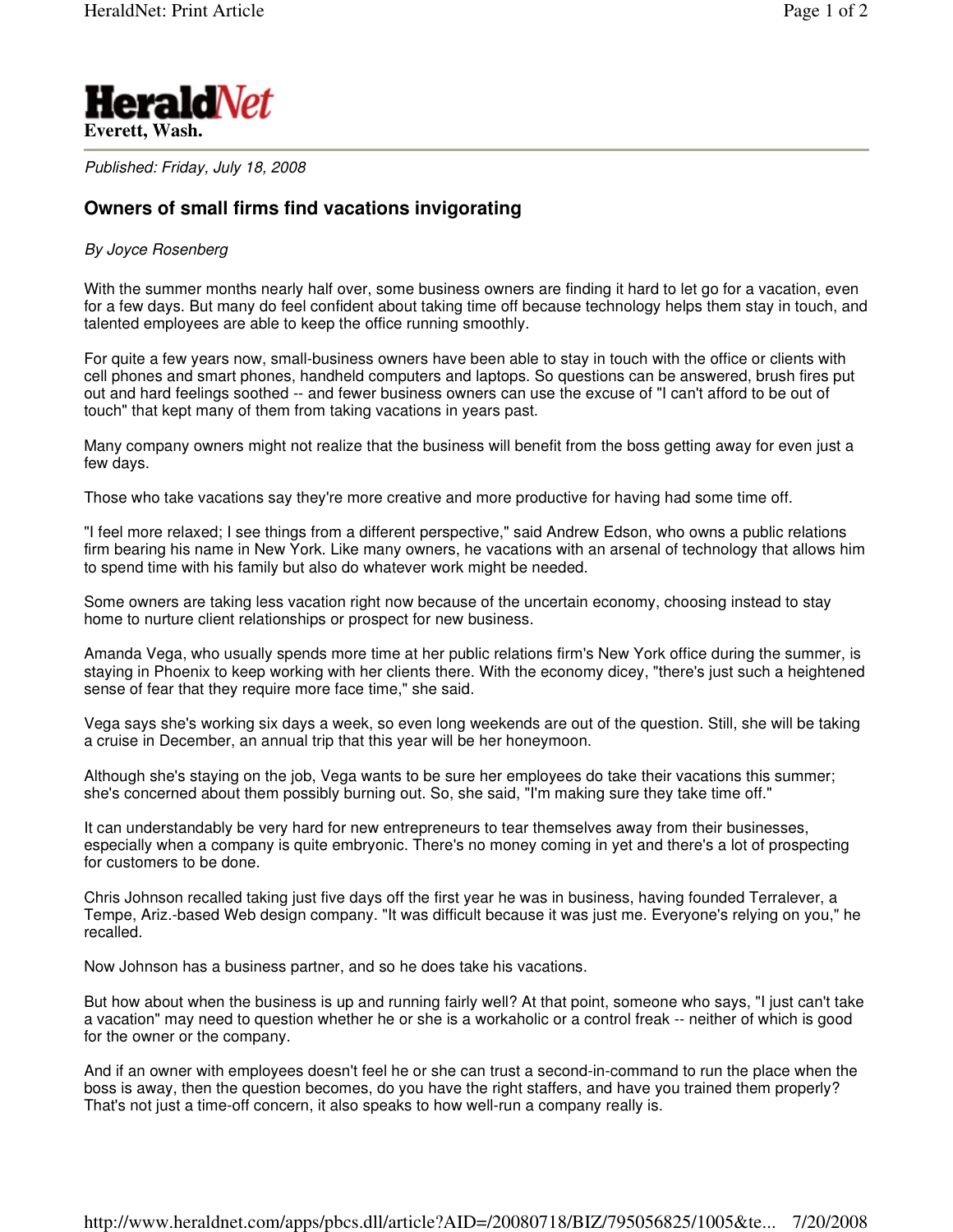**HeraldNet**
**Everett, Wash.**

*Published: Friday, July 18, 2008*

## Owners of small firms find vacations invigorating

*By Joyce Rosenberg*

With the summer months nearly half over, some business owners are finding it hard to let go for a vacation, even for a few days. But many do feel confident about taking time off because technology helps them stay in touch, and talented employees are able to keep the office running smoothly.

For quite a few years now, small-business owners have been able to stay in touch with the office or clients with cell phones and smart phones, handheld computers and laptops. So questions can be answered, brush fires put out and hard feelings soothed -- and fewer business owners can use the excuse of "I can't afford to be out of touch" that kept many of them from taking vacations in years past.

Many company owners might not realize that the business will benefit from the boss getting away for even just a few days.

Those who take vacations say they're more creative and more productive for having had some time off.

"I feel more relaxed; I see things from a different perspective," said Andrew Edson, who owns a public relations firm bearing his name in New York. Like many owners, he vacations with an arsenal of technology that allows him to spend time with his family but also do whatever work might be needed.

Some owners are taking less vacation right now because of the uncertain economy, choosing instead to stay home to nurture client relationships or prospect for new business.

Amanda Vega, who usually spends more time at her public relations firm's New York office during the summer, is staying in Phoenix to keep working with her clients there. With the economy dicey, "there's just such a heightened sense of fear that they require more face time," she said.

Vega says she's working six days a week, so even long weekends are out of the question. Still, she will be taking a cruise in December, an annual trip that this year will be her honeymoon.

Although she's staying on the job, Vega wants to be sure her employees do take their vacations this summer; she's concerned about them possibly burning out. So, she said, "I'm making sure they take time off."

It can understandably be very hard for new entrepreneurs to tear themselves away from their businesses, especially when a company is quite embryonic. There's no money coming in yet and there's a lot of prospecting for customers to be done.

Chris Johnson recalled taking just five days off the first year he was in business, having founded Terralever, a Tempe, Ariz.-based Web design company. "It was difficult because it was just me. Everyone's relying on you," he recalled.

Now Johnson has a business partner, and so he does take his vacations.

But how about when the business is up and running fairly well? At that point, someone who says, "I just can't take a vacation" may need to question whether he or she is a workaholic or a control freak -- neither of which is good for the owner or the company.

And if an owner with employees doesn't feel he or she can trust a second-in-command to run the place when the boss is away, then the question becomes, do you have the right staffers, and have you trained them properly? That's not just a time-off concern, it also speaks to how well-run a company really is.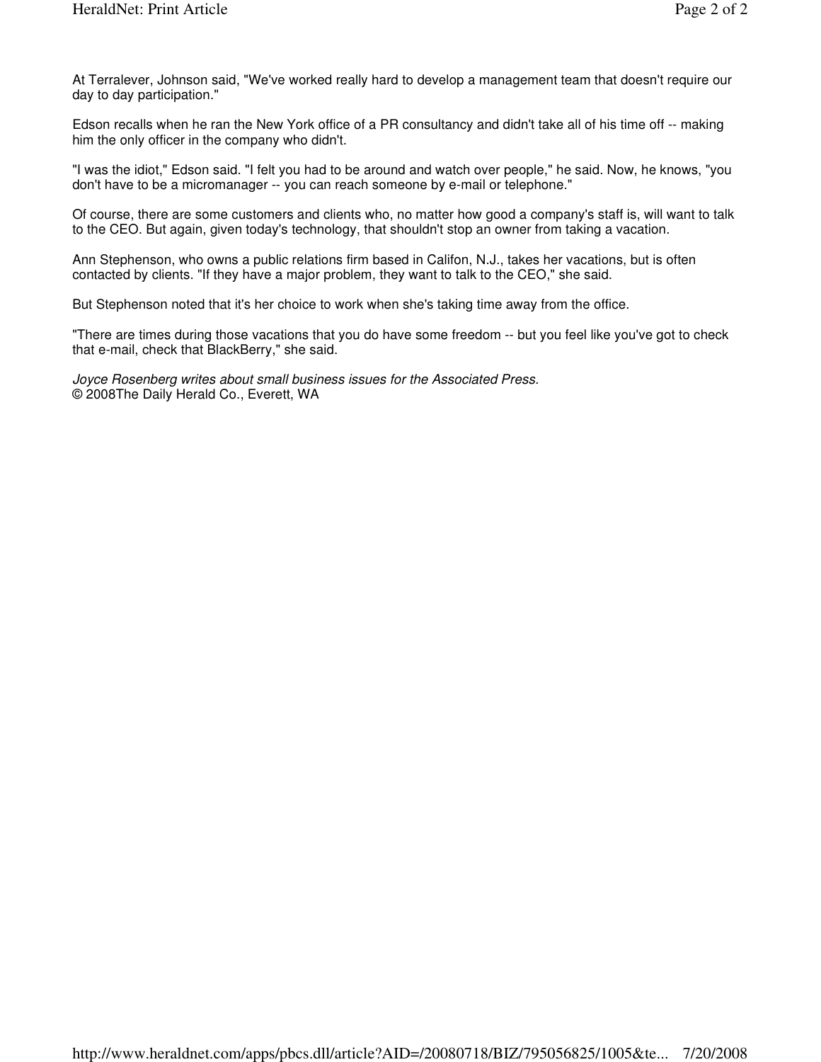At Terralever, Johnson said, "We've worked really hard to develop a management team that doesn't require our day to day participation."

Edson recalls when he ran the New York office of a PR consultancy and didn't take all of his time off -- making him the only officer in the company who didn't.

"I was the idiot," Edson said. "I felt you had to be around and watch over people," he said. Now, he knows, "you don't have to be a micromanager -- you can reach someone by e-mail or telephone."

Of course, there are some customers and clients who, no matter how good a company's staff is, will want to talk to the CEO. But again, given today's technology, that shouldn't stop an owner from taking a vacation.

Ann Stephenson, who owns a public relations firm based in Califon, N.J., takes her vacations, but is often contacted by clients. "If they have a major problem, they want to talk to the CEO," she said.

But Stephenson noted that it's her choice to work when she's taking time away from the office.

"There are times during those vacations that you do have some freedom -- but you feel like you've got to check that e-mail, check that BlackBerry," she said.

*Joyce Rosenberg writes about small business issues for the Associated Press.*
© 2008The Daily Herald Co., Everett, WA